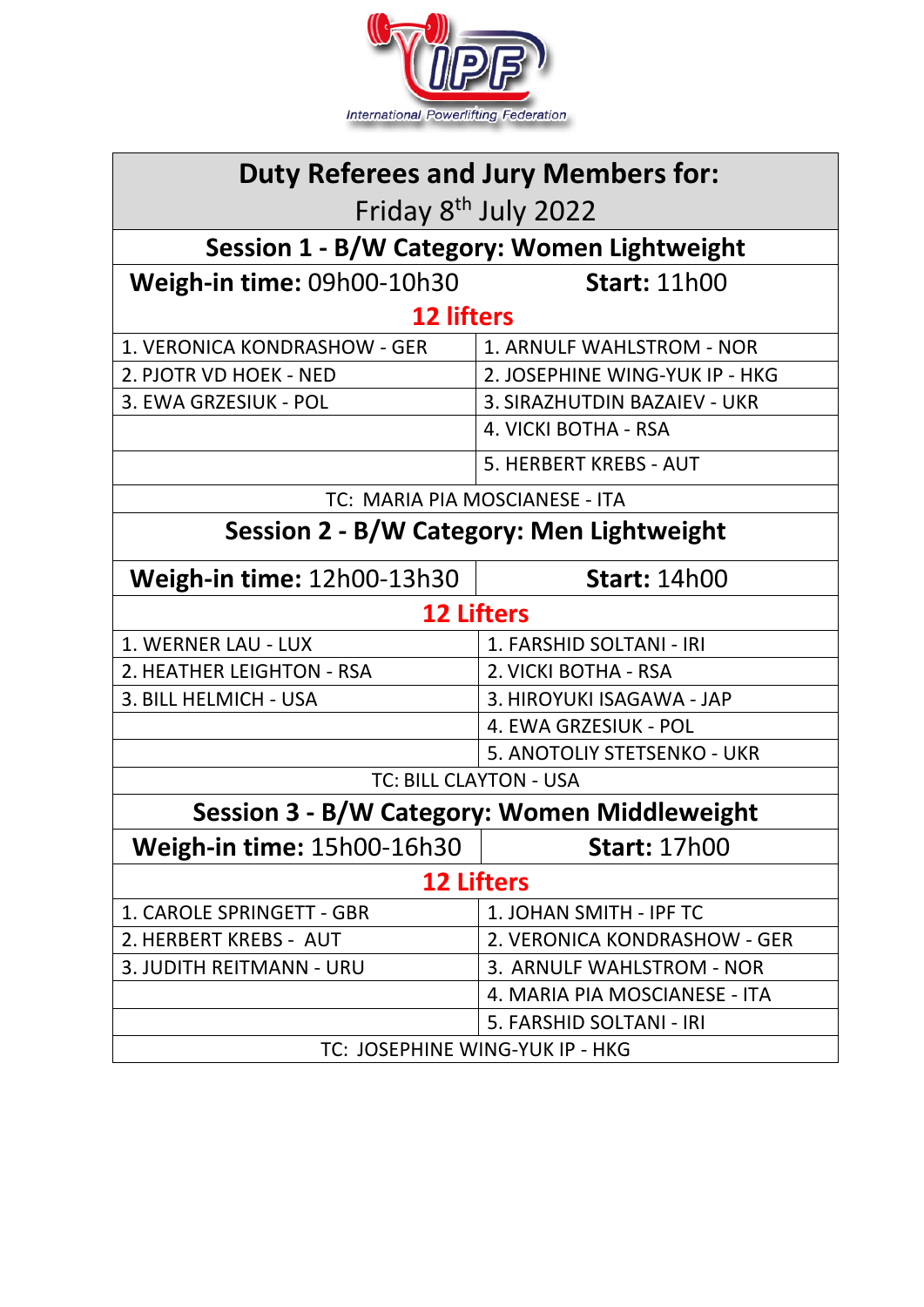International Powerlifting Federation

# Duty Referees and Jury Members for:

Friday 8th July 2022

## Session 1 - B/W Category: Women Lightweight

**Weigh-in time:** 09h00-10h30 | **Start:** 11h00

**12 lifters**

| | |
|---|---|
| 1. VERONICA KONDRASHOW - GER | 1. ARNULF WAHLSTROM - NOR |
| 2. PJOTR VD HOEK - NED | 2. JOSEPHINE WING-YUK IP - HKG |
| 3. EWA GRZESIUK - POL | 3. SIRAZHUTDIN BAZAIEV - UKR |
| | 4. VICKI BOTHA - RSA |
| | 5. HERBERT KREBS - AUT |

TC: MARIA PIA MOSCIANESE - ITA

## Session 2 - B/W Category: Men Lightweight

**Weigh-in time:** 12h00-13h30 | **Start:** 14h00

**12 Lifters**

| | |
|---|---|
| 1. WERNER LAU - LUX | 1. FARSHID SOLTANI - IRI |
| 2. HEATHER LEIGHTON - RSA | 2. VICKI BOTHA - RSA |
| 3. BILL HELMICH - USA | 3. HIROYUKI ISAGAWA - JAP |
| | 4. EWA GRZESIUK - POL |
| | 5. ANOTOLIY STETSENKO - UKR |

TC: BILL CLAYTON - USA

## Session 3 - B/W Category: Women Middleweight

**Weigh-in time:** 15h00-16h30 | **Start:** 17h00

**12 Lifters**

| | |
|---|---|
| 1. CAROLE SPRINGETT - GBR | 1. JOHAN SMITH - IPF TC |
| 2. HERBERT KREBS - AUT | 2. VERONICA KONDRASHOW - GER |
| 3. JUDITH REITMANN - URU | 3. ARNULF WAHLSTROM - NOR |
| | 4. MARIA PIA MOSCIANESE - ITA |
| | 5. FARSHID SOLTANI - IRI |

TC: JOSEPHINE WING-YUK IP - HKG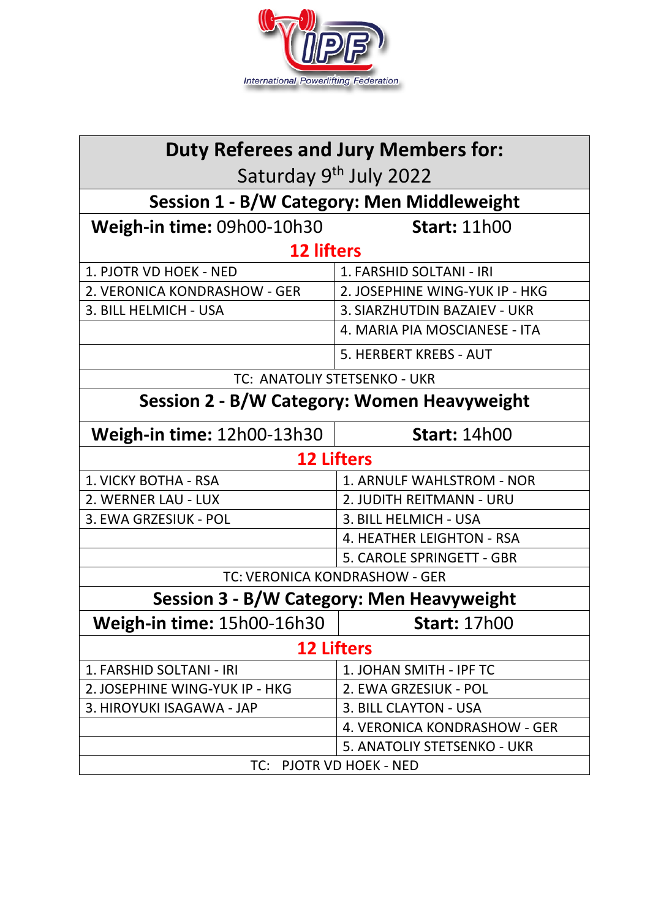International Powerlifting Federation

| Duty Referees and Jury Members for: Saturday 9th July 2022 | |
|---|---|
| **Session 1 - B/W Category: Men Middleweight** | |
| **Weigh-in time:** 09h00-10h30 | **Start:** 11h00 |
| **12 lifters** | |
| 1. PJOTR VD HOEK - NED | 1. FARSHID SOLTANI - IRI |
| 2. VERONICA KONDRASHOW - GER | 2. JOSEPHINE WING-YUK IP - HKG |
| 3. BILL HELMICH - USA | 3. SIARZHUTDIN BAZAIEV - UKR |
| | 4. MARIA PIA MOSCIANESE - ITA |
| | 5. HERBERT KREBS - AUT |
| TC: ANATOLIY STETSENKO - UKR | |
| **Session 2 - B/W Category: Women Heavyweight** | |
| **Weigh-in time:** 12h00-13h30 | **Start:** 14h00 |
| **12 Lifters** | |
| 1. VICKY BOTHA - RSA | 1. ARNULF WAHLSTROM - NOR |
| 2. WERNER LAU - LUX | 2. JUDITH REITMANN - URU |
| 3. EWA GRZESIUK - POL | 3. BILL HELMICH - USA |
| | 4. HEATHER LEIGHTON - RSA |
| | 5. CAROLE SPRINGETT - GBR |
| TC: VERONICA KONDRASHOW - GER | |
| **Session 3 - B/W Category: Men Heavyweight** | |
| **Weigh-in time:** 15h00-16h30 | **Start:** 17h00 |
| **12 Lifters** | |
| 1. FARSHID SOLTANI - IRI | 1. JOHAN SMITH - IPF TC |
| 2. JOSEPHINE WING-YUK IP - HKG | 2. EWA GRZESIUK - POL |
| 3. HIROYUKI ISAGAWA - JAP | 3. BILL CLAYTON - USA |
| | 4. VERONICA KONDRASHOW - GER |
| | 5. ANATOLIY STETSENKO - UKR |
| TC: PJOTR VD HOEK - NED | |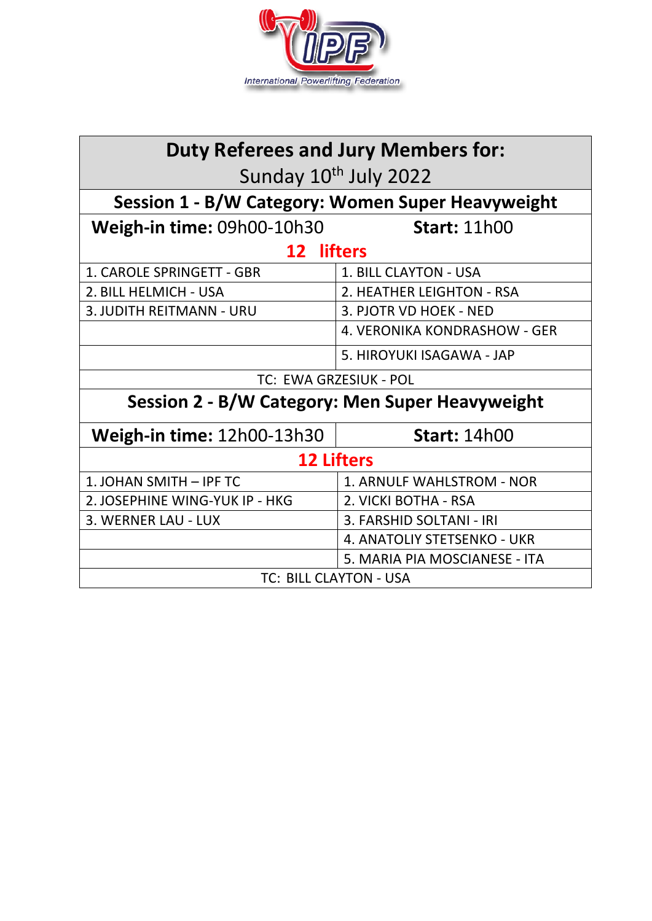International Powerlifting Federation

| Duty Referees and Jury Members for: Sunday 10th July 2022 | |
|---|---|
| **Session 1 - B/W Category: Women Super Heavyweight** | |
| **Weigh-in time:** 09h00-10h30 | **Start:** 11h00 |
| **12 lifters** | |
| 1. CAROLE SPRINGETT - GBR | 1. BILL CLAYTON - USA |
| 2. BILL HELMICH - USA | 2. HEATHER LEIGHTON - RSA |
| 3. JUDITH REITMANN - URU | 3. PJOTR VD HOEK - NED |
| | 4. VERONIKA KONDRASHOW - GER |
| | 5. HIROYUKI ISAGAWA - JAP |
| TC: EWA GRZESIUK - POL | |
| **Session 2 - B/W Category: Men Super Heavyweight** | |
| **Weigh-in time:** 12h00-13h30 | **Start:** 14h00 |
| **12 Lifters** | |
| 1. JOHAN SMITH – IPF TC | 1. ARNULF WAHLSTROM - NOR |
| 2. JOSEPHINE WING-YUK IP - HKG | 2. VICKI BOTHA - RSA |
| 3. WERNER LAU - LUX | 3. FARSHID SOLTANI - IRI |
| | 4. ANATOLIY STETSENKO - UKR |
| | 5. MARIA PIA MOSCIANESE - ITA |
| TC: BILL CLAYTON - USA | |